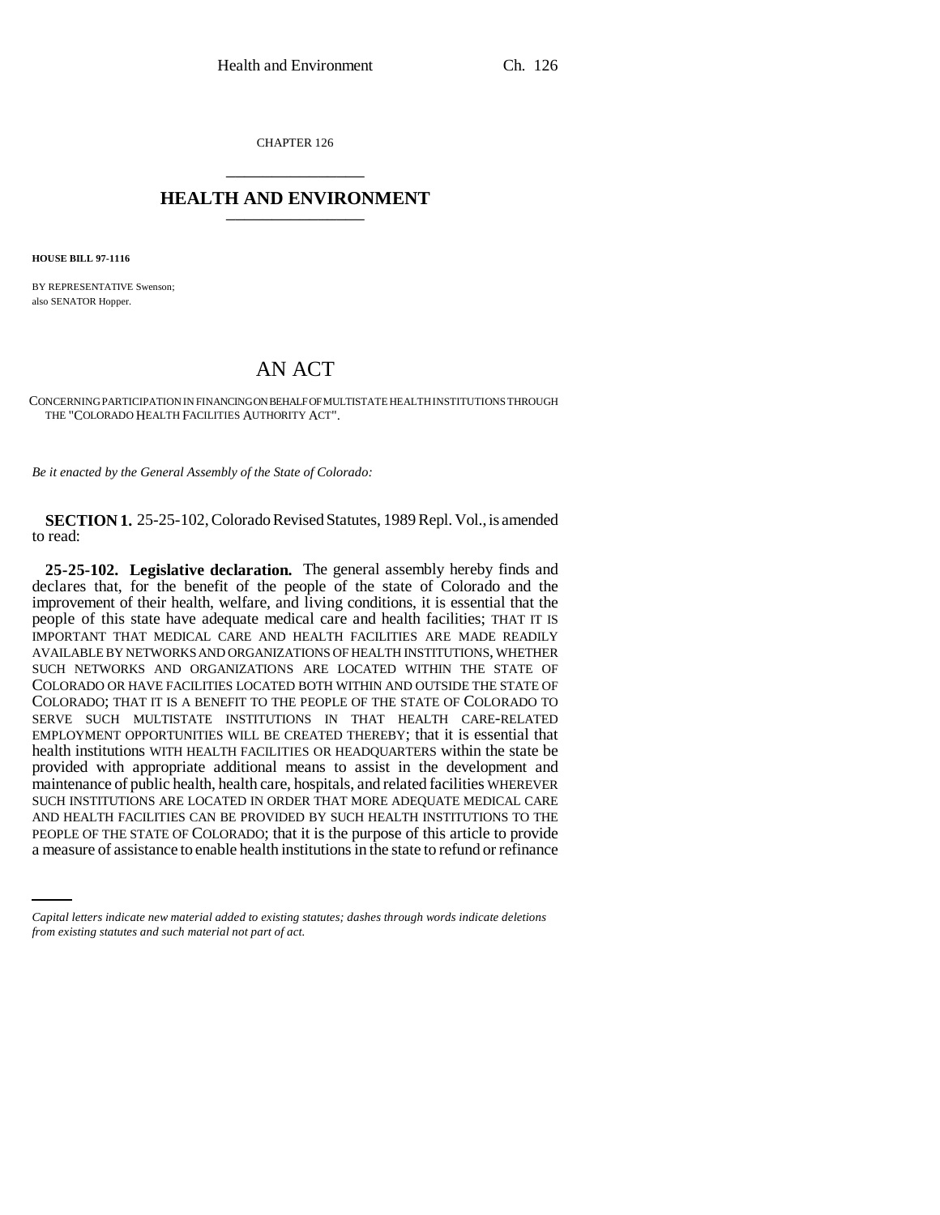CHAPTER 126

## HEALTH AND ENVIRONMENT

**HOUSE BILL 97-1116**

BY REPRESENTATIVE Swenson;
also SENATOR Hopper.

# AN ACT

CONCERNING PARTICIPATION IN FINANCING ON BEHALF OF MULTISTATE HEALTH INSTITUTIONS THROUGH THE "COLORADO HEALTH FACILITIES AUTHORITY ACT".

*Be it enacted by the General Assembly of the State of Colorado:*

**SECTION 1.** 25-25-102, Colorado Revised Statutes, 1989 Repl. Vol., is amended to read:

**25-25-102. Legislative declaration.** The general assembly hereby finds and declares that, for the benefit of the people of the state of Colorado and the improvement of their health, welfare, and living conditions, it is essential that the people of this state have adequate medical care and health facilities; THAT IT IS IMPORTANT THAT MEDICAL CARE AND HEALTH FACILITIES ARE MADE READILY AVAILABLE BY NETWORKS AND ORGANIZATIONS OF HEALTH INSTITUTIONS, WHETHER SUCH NETWORKS AND ORGANIZATIONS ARE LOCATED WITHIN THE STATE OF COLORADO OR HAVE FACILITIES LOCATED BOTH WITHIN AND OUTSIDE THE STATE OF COLORADO; THAT IT IS A BENEFIT TO THE PEOPLE OF THE STATE OF COLORADO TO SERVE SUCH MULTISTATE INSTITUTIONS IN THAT HEALTH CARE-RELATED EMPLOYMENT OPPORTUNITIES WILL BE CREATED THEREBY; that it is essential that health institutions WITH HEALTH FACILITIES OR HEADQUARTERS within the state be provided with appropriate additional means to assist in the development and maintenance of public health, health care, hospitals, and related facilities WHEREVER SUCH INSTITUTIONS ARE LOCATED IN ORDER THAT MORE ADEQUATE MEDICAL CARE AND HEALTH FACILITIES CAN BE PROVIDED BY SUCH HEALTH INSTITUTIONS TO THE PEOPLE OF THE STATE OF COLORADO; that it is the purpose of this article to provide a measure of assistance to enable health institutions in the state to refund or refinance

*Capital letters indicate new material added to existing statutes; dashes through words indicate deletions from existing statutes and such material not part of act.*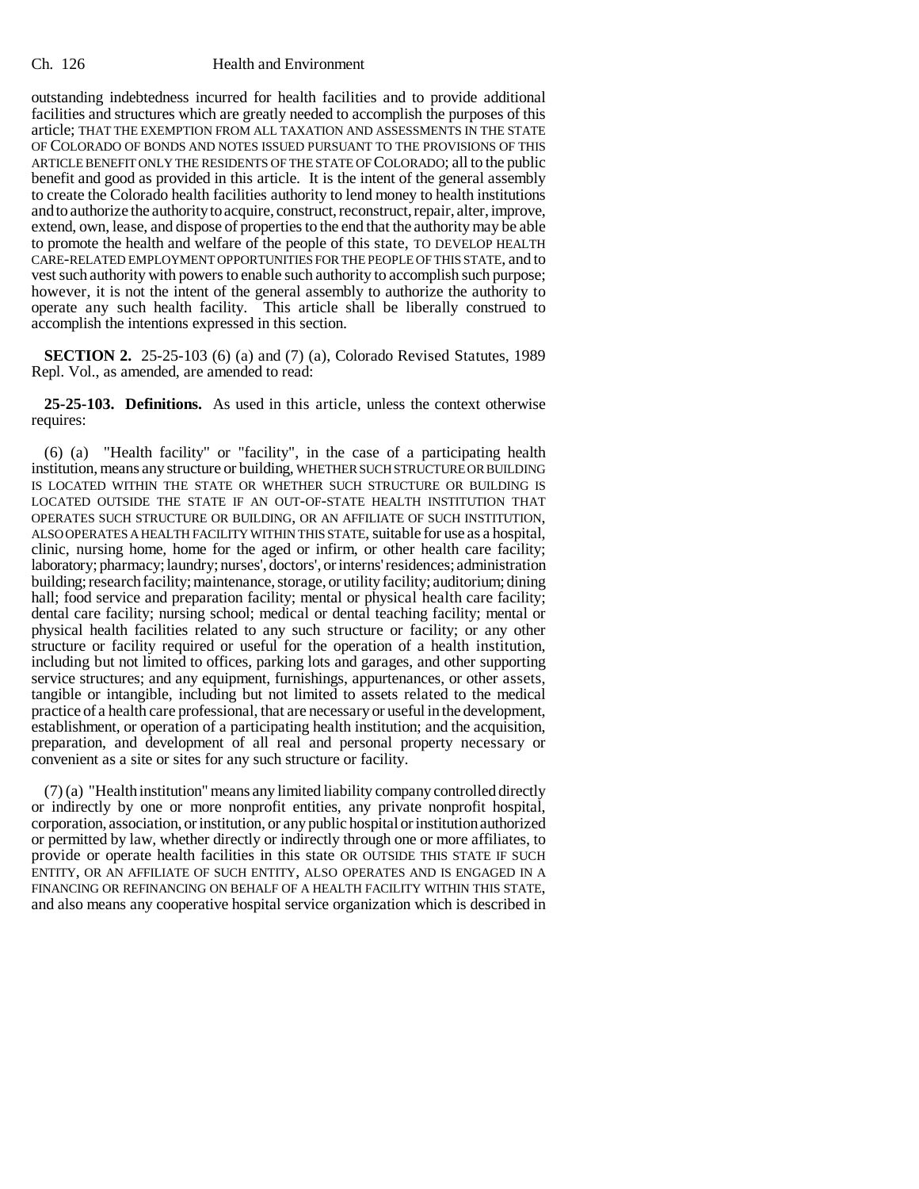outstanding indebtedness incurred for health facilities and to provide additional facilities and structures which are greatly needed to accomplish the purposes of this article; THAT THE EXEMPTION FROM ALL TAXATION AND ASSESSMENTS IN THE STATE OF COLORADO OF BONDS AND NOTES ISSUED PURSUANT TO THE PROVISIONS OF THIS ARTICLE BENEFIT ONLY THE RESIDENTS OF THE STATE OF COLORADO; all to the public benefit and good as provided in this article. It is the intent of the general assembly to create the Colorado health facilities authority to lend money to health institutions and to authorize the authority to acquire, construct, reconstruct, repair, alter, improve, extend, own, lease, and dispose of properties to the end that the authority may be able to promote the health and welfare of the people of this state, TO DEVELOP HEALTH CARE-RELATED EMPLOYMENT OPPORTUNITIES FOR THE PEOPLE OF THIS STATE, and to vest such authority with powers to enable such authority to accomplish such purpose; however, it is not the intent of the general assembly to authorize the authority to operate any such health facility. This article shall be liberally construed to accomplish the intentions expressed in this section.

**SECTION 2.** 25-25-103 (6) (a) and (7) (a), Colorado Revised Statutes, 1989 Repl. Vol., as amended, are amended to read:

**25-25-103. Definitions.** As used in this article, unless the context otherwise requires:

(6) (a) "Health facility" or "facility", in the case of a participating health institution, means any structure or building, WHETHER SUCH STRUCTURE OR BUILDING IS LOCATED WITHIN THE STATE OR WHETHER SUCH STRUCTURE OR BUILDING IS LOCATED OUTSIDE THE STATE IF AN OUT-OF-STATE HEALTH INSTITUTION THAT OPERATES SUCH STRUCTURE OR BUILDING, OR AN AFFILIATE OF SUCH INSTITUTION, ALSO OPERATES A HEALTH FACILITY WITHIN THIS STATE, suitable for use as a hospital, clinic, nursing home, home for the aged or infirm, or other health care facility; laboratory; pharmacy; laundry; nurses', doctors', or interns' residences; administration building; research facility; maintenance, storage, or utility facility; auditorium; dining hall; food service and preparation facility; mental or physical health care facility; dental care facility; nursing school; medical or dental teaching facility; mental or physical health facilities related to any such structure or facility; or any other structure or facility required or useful for the operation of a health institution, including but not limited to offices, parking lots and garages, and other supporting service structures; and any equipment, furnishings, appurtenances, or other assets, tangible or intangible, including but not limited to assets related to the medical practice of a health care professional, that are necessary or useful in the development, establishment, or operation of a participating health institution; and the acquisition, preparation, and development of all real and personal property necessary or convenient as a site or sites for any such structure or facility.

(7) (a) "Health institution" means any limited liability company controlled directly or indirectly by one or more nonprofit entities, any private nonprofit hospital, corporation, association, or institution, or any public hospital or institution authorized or permitted by law, whether directly or indirectly through one or more affiliates, to provide or operate health facilities in this state OR OUTSIDE THIS STATE IF SUCH ENTITY, OR AN AFFILIATE OF SUCH ENTITY, ALSO OPERATES AND IS ENGAGED IN A FINANCING OR REFINANCING ON BEHALF OF A HEALTH FACILITY WITHIN THIS STATE, and also means any cooperative hospital service organization which is described in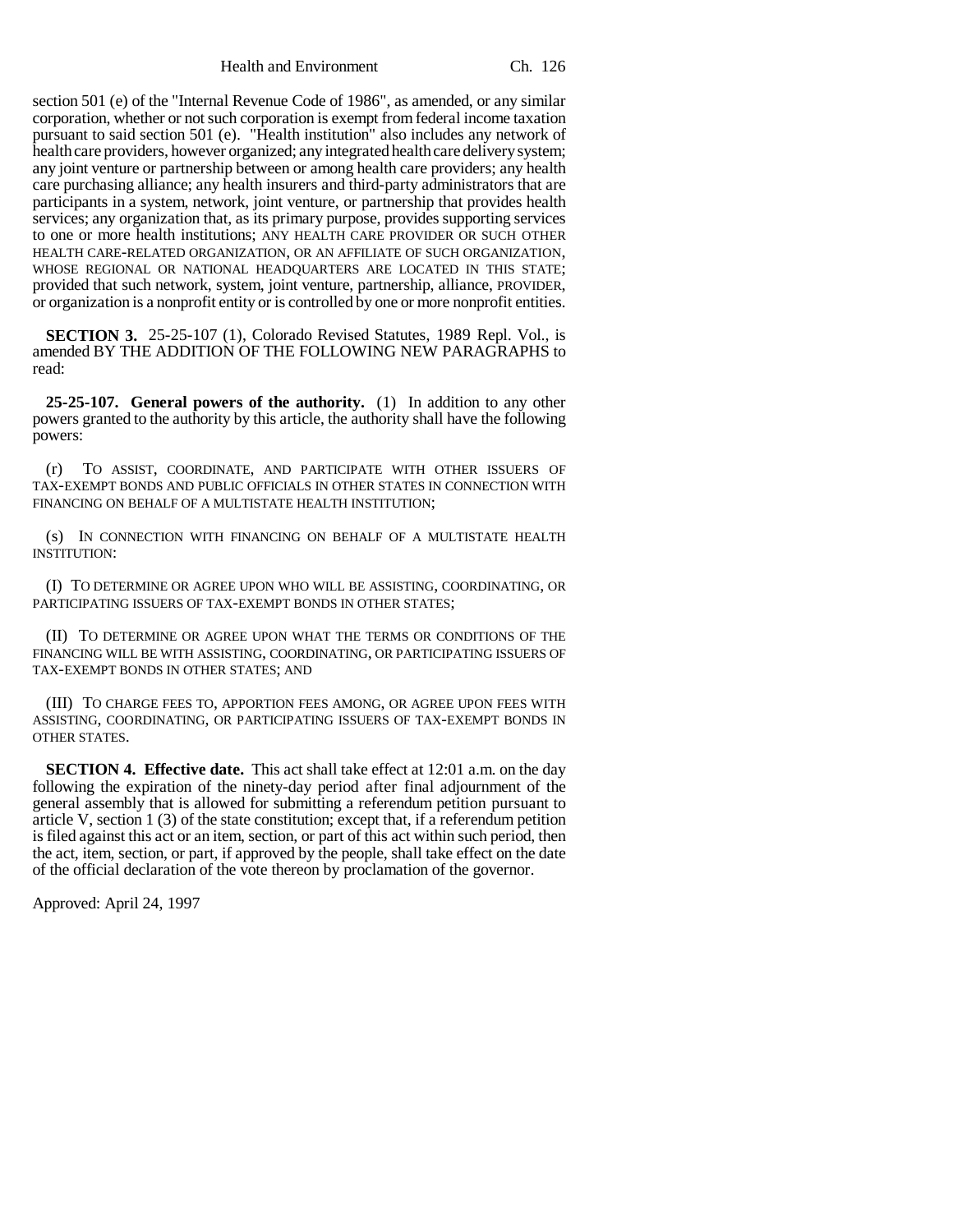section 501 (e) of the "Internal Revenue Code of 1986", as amended, or any similar corporation, whether or not such corporation is exempt from federal income taxation pursuant to said section 501 (e). "Health institution" also includes any network of health care providers, however organized; any integrated health care delivery system; any joint venture or partnership between or among health care providers; any health care purchasing alliance; any health insurers and third-party administrators that are participants in a system, network, joint venture, or partnership that provides health services; any organization that, as its primary purpose, provides supporting services to one or more health institutions; ANY HEALTH CARE PROVIDER OR SUCH OTHER HEALTH CARE-RELATED ORGANIZATION, OR AN AFFILIATE OF SUCH ORGANIZATION, WHOSE REGIONAL OR NATIONAL HEADQUARTERS ARE LOCATED IN THIS STATE; provided that such network, system, joint venture, partnership, alliance, PROVIDER, or organization is a nonprofit entity or is controlled by one or more nonprofit entities.

**SECTION 3.** 25-25-107 (1), Colorado Revised Statutes, 1989 Repl. Vol., is amended BY THE ADDITION OF THE FOLLOWING NEW PARAGRAPHS to read:

**25-25-107. General powers of the authority.** (1) In addition to any other powers granted to the authority by this article, the authority shall have the following powers:

(r) TO ASSIST, COORDINATE, AND PARTICIPATE WITH OTHER ISSUERS OF TAX-EXEMPT BONDS AND PUBLIC OFFICIALS IN OTHER STATES IN CONNECTION WITH FINANCING ON BEHALF OF A MULTISTATE HEALTH INSTITUTION;

(s) IN CONNECTION WITH FINANCING ON BEHALF OF A MULTISTATE HEALTH INSTITUTION:

(I) TO DETERMINE OR AGREE UPON WHO WILL BE ASSISTING, COORDINATING, OR PARTICIPATING ISSUERS OF TAX-EXEMPT BONDS IN OTHER STATES;

(II) TO DETERMINE OR AGREE UPON WHAT THE TERMS OR CONDITIONS OF THE FINANCING WILL BE WITH ASSISTING, COORDINATING, OR PARTICIPATING ISSUERS OF TAX-EXEMPT BONDS IN OTHER STATES; AND

(III) TO CHARGE FEES TO, APPORTION FEES AMONG, OR AGREE UPON FEES WITH ASSISTING, COORDINATING, OR PARTICIPATING ISSUERS OF TAX-EXEMPT BONDS IN OTHER STATES.

**SECTION 4. Effective date.** This act shall take effect at 12:01 a.m. on the day following the expiration of the ninety-day period after final adjournment of the general assembly that is allowed for submitting a referendum petition pursuant to article V, section 1 (3) of the state constitution; except that, if a referendum petition is filed against this act or an item, section, or part of this act within such period, then the act, item, section, or part, if approved by the people, shall take effect on the date of the official declaration of the vote thereon by proclamation of the governor.

Approved: April 24, 1997